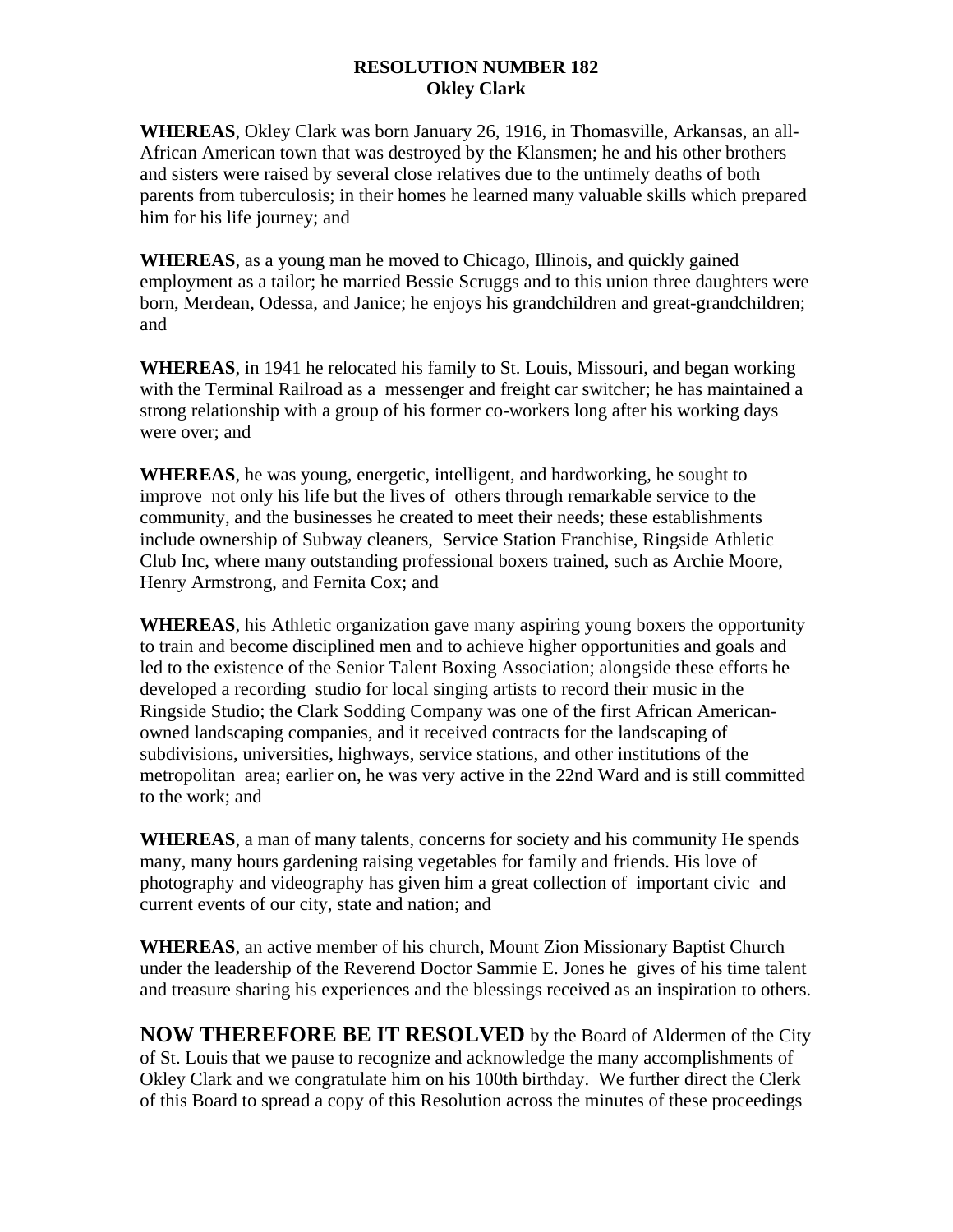**RESOLUTION NUMBER 182**
**Okley Clark**

**WHEREAS**, Okley Clark was born January 26, 1916, in Thomasville, Arkansas, an all-African American town that was destroyed by the Klansmen; he and his other brothers and sisters were raised by several close relatives due to the untimely deaths of both parents from tuberculosis; in their homes he learned many valuable skills which prepared him for his life journey; and

**WHEREAS**, as a young man he moved to Chicago, Illinois, and quickly gained employment as a tailor; he married Bessie Scruggs and to this union three daughters were born, Merdean, Odessa, and Janice; he enjoys his grandchildren and great-grandchildren; and

**WHEREAS**, in 1941 he relocated his family to St. Louis, Missouri, and began working with the Terminal Railroad as a messenger and freight car switcher; he has maintained a strong relationship with a group of his former co-workers long after his working days were over; and

**WHEREAS**, he was young, energetic, intelligent, and hardworking, he sought to improve not only his life but the lives of others through remarkable service to the community, and the businesses he created to meet their needs; these establishments include ownership of Subway cleaners, Service Station Franchise, Ringside Athletic Club Inc, where many outstanding professional boxers trained, such as Archie Moore, Henry Armstrong, and Fernita Cox; and

**WHEREAS**, his Athletic organization gave many aspiring young boxers the opportunity to train and become disciplined men and to achieve higher opportunities and goals and led to the existence of the Senior Talent Boxing Association; alongside these efforts he developed a recording studio for local singing artists to record their music in the Ringside Studio; the Clark Sodding Company was one of the first African American-owned landscaping companies, and it received contracts for the landscaping of subdivisions, universities, highways, service stations, and other institutions of the metropolitan area; earlier on, he was very active in the 22nd Ward and is still committed to the work; and

**WHEREAS**, a man of many talents, concerns for society and his community He spends many, many hours gardening raising vegetables for family and friends. His love of photography and videography has given him a great collection of important civic and current events of our city, state and nation; and

**WHEREAS**, an active member of his church, Mount Zion Missionary Baptist Church under the leadership of the Reverend Doctor Sammie E. Jones he gives of his time talent and treasure sharing his experiences and the blessings received as an inspiration to others.

**NOW THEREFORE BE IT RESOLVED** by the Board of Aldermen of the City of St. Louis that we pause to recognize and acknowledge the many accomplishments of Okley Clark and we congratulate him on his 100th birthday. We further direct the Clerk of this Board to spread a copy of this Resolution across the minutes of these proceedings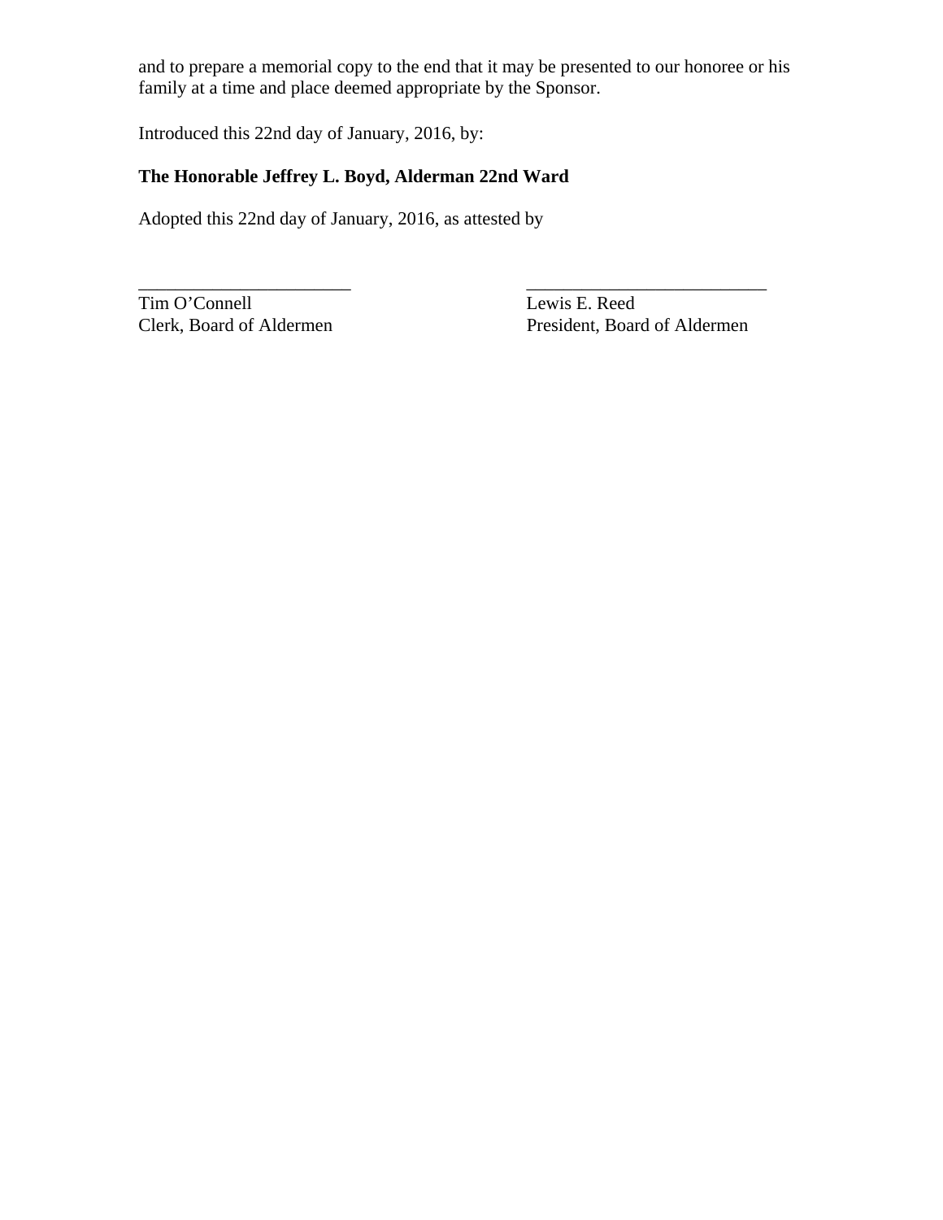and to prepare a memorial copy to the end that it may be presented to our honoree or his family at a time and place deemed appropriate by the Sponsor.

Introduced this 22nd day of January, 2016, by:

**The Honorable Jeffrey L. Boyd, Alderman 22nd Ward**

Adopted this 22nd day of January, 2016, as attested by

| | |
|---|---|
| _______________________ | __________________________ |
| Tim O'Connell | Lewis E. Reed |
| Clerk, Board of Aldermen | President, Board of Aldermen |